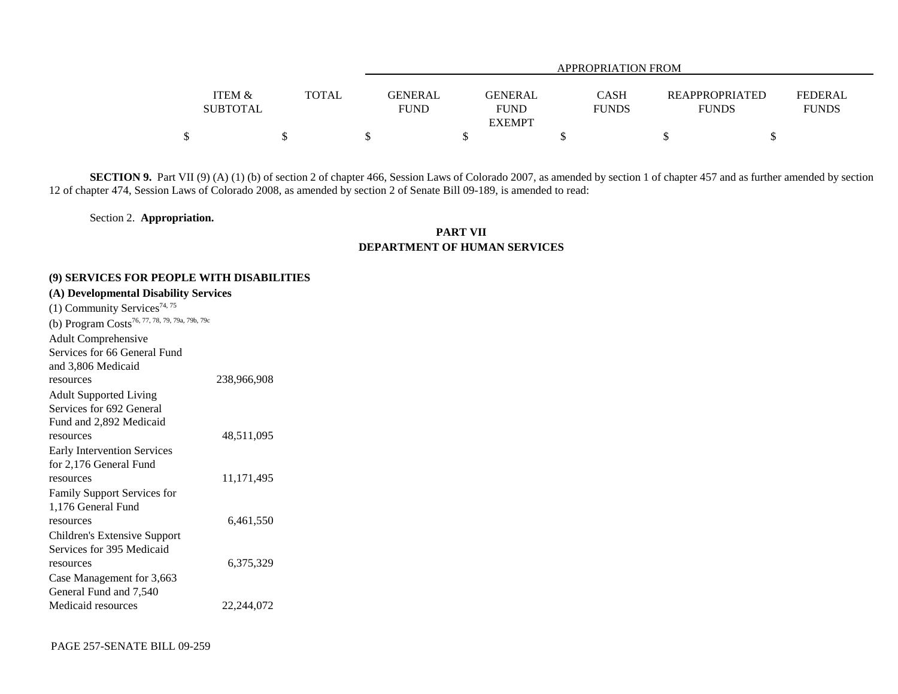| | ITEM & SUBTOTAL | TOTAL | APPROPRIATION FROM GENERAL FUND | GENERAL FUND EXEMPT | CASH FUNDS | REAPPROPRIATED FUNDS | FEDERAL FUNDS |
|---|---|---|---|---|---|---|---|
| | $ | $ | $ | $ | $ | $ | $ |

**SECTION 9.** Part VII (9) (A) (1) (b) of section 2 of chapter 466, Session Laws of Colorado 2007, as amended by section 1 of chapter 457 and as further amended by section 12 of chapter 474, Session Laws of Colorado 2008, as amended by section 2 of Senate Bill 09-189, is amended to read:

Section 2. **Appropriation.**

**PART VII**
**DEPARTMENT OF HUMAN SERVICES**

**(9) SERVICES FOR PEOPLE WITH DISABILITIES**

**(A) Developmental Disability Services**

(1) Community Services[74, 75]

(b) Program Costs[76, 77, 78, 79, 79a, 79b, 79c]

| | ITEM & SUBTOTAL | TOTAL | GENERAL FUND | GENERAL FUND EXEMPT | CASH FUNDS | REAPPROPRIATED FUNDS | FEDERAL FUNDS |
|---|---|---|---|---|---|---|---|
| Adult Comprehensive Services for 66 General Fund and 3,806 Medicaid resources | 238,966,908 | | | | | | |
| Adult Supported Living Services for 692 General Fund and 2,892 Medicaid resources | 48,511,095 | | | | | | |
| Early Intervention Services for 2,176 General Fund resources | 11,171,495 | | | | | | |
| Family Support Services for 1,176 General Fund resources | 6,461,550 | | | | | | |
| Children's Extensive Support Services for 395 Medicaid resources | 6,375,329 | | | | | | |
| Case Management for 3,663 General Fund and 7,540 Medicaid resources | 22,244,072 | | | | | | |

PAGE 257-SENATE BILL 09-259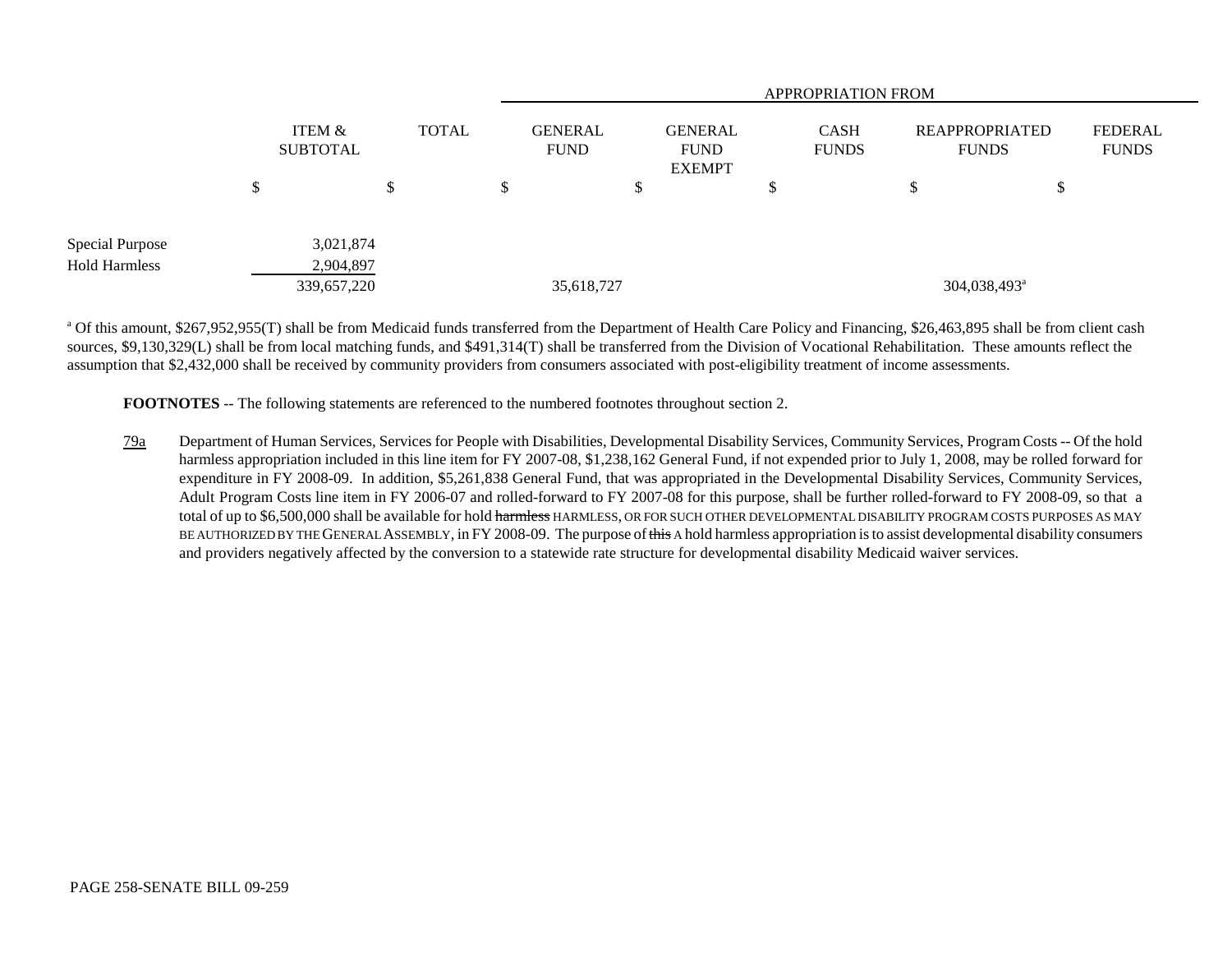| | ITEM & SUBTOTAL | TOTAL | APPROPRIATION FROM GENERAL FUND | GENERAL FUND EXEMPT | CASH FUNDS | REAPPROPRIATED FUNDS | FEDERAL FUNDS |
|---|---|---|---|---|---|---|---|
| | $ | $ | $ | $ | $ | $ | $ |
| Special Purpose | 3,021,874 | | | | | | |
| Hold Harmless | 2,904,897 | | | | | | |
| | 339,657,220 | | 35,618,727 | | | 304,038,493[a] | |

[a] Of this amount, $267,952,955(T) shall be from Medicaid funds transferred from the Department of Health Care Policy and Financing, $26,463,895 shall be from client cash sources, $9,130,329(L) shall be from local matching funds, and $491,314(T) shall be transferred from the Division of Vocational Rehabilitation. These amounts reflect the assumption that $2,432,000 shall be received by community providers from consumers associated with post-eligibility treatment of income assessments.

**FOOTNOTES** -- The following statements are referenced to the numbered footnotes throughout section 2.

79a Department of Human Services, Services for People with Disabilities, Developmental Disability Services, Community Services, Program Costs -- Of the hold harmless appropriation included in this line item for FY 2007-08, $1,238,162 General Fund, if not expended prior to July 1, 2008, may be rolled forward for expenditure in FY 2008-09. In addition, $5,261,838 General Fund, that was appropriated in the Developmental Disability Services, Community Services, Adult Program Costs line item in FY 2006-07 and rolled-forward to FY 2007-08 for this purpose, shall be further rolled-forward to FY 2008-09, so that a total of up to $6,500,000 shall be available for hold ~~harmless~~ HARMLESS, OR FOR SUCH OTHER DEVELOPMENTAL DISABILITY PROGRAM COSTS PURPOSES AS MAY BE AUTHORIZED BY THE GENERAL ASSEMBLY, in FY 2008-09. The purpose of ~~this~~ A hold harmless appropriation is to assist developmental disability consumers and providers negatively affected by the conversion to a statewide rate structure for developmental disability Medicaid waiver services.